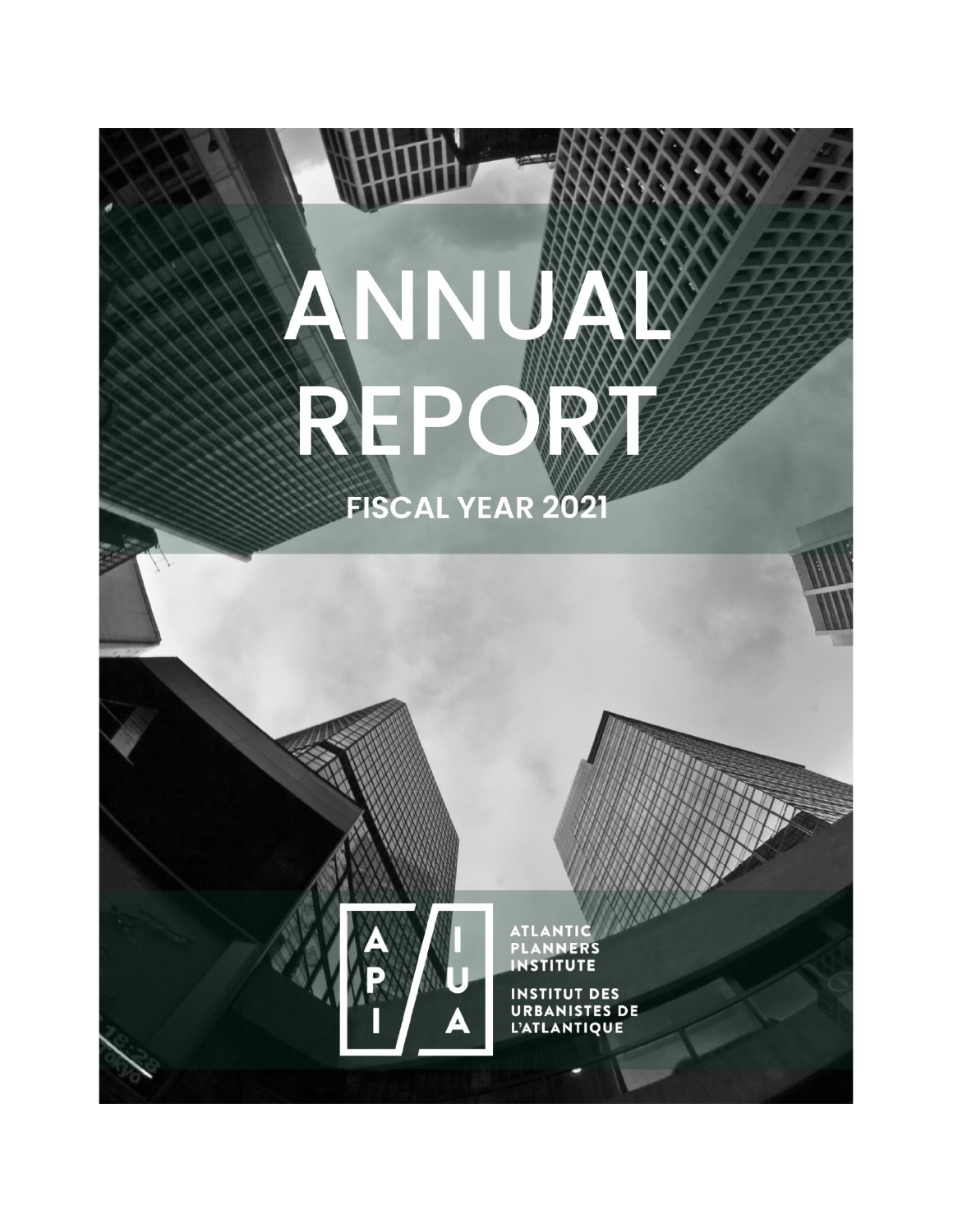# ANNUAL REPORT

## FISCAL YEAR 2021

API / IUA

ATLANTIC PLANNERS INSTITUTE

INSTITUT DES URBANISTES DE L'ATLANTIQUE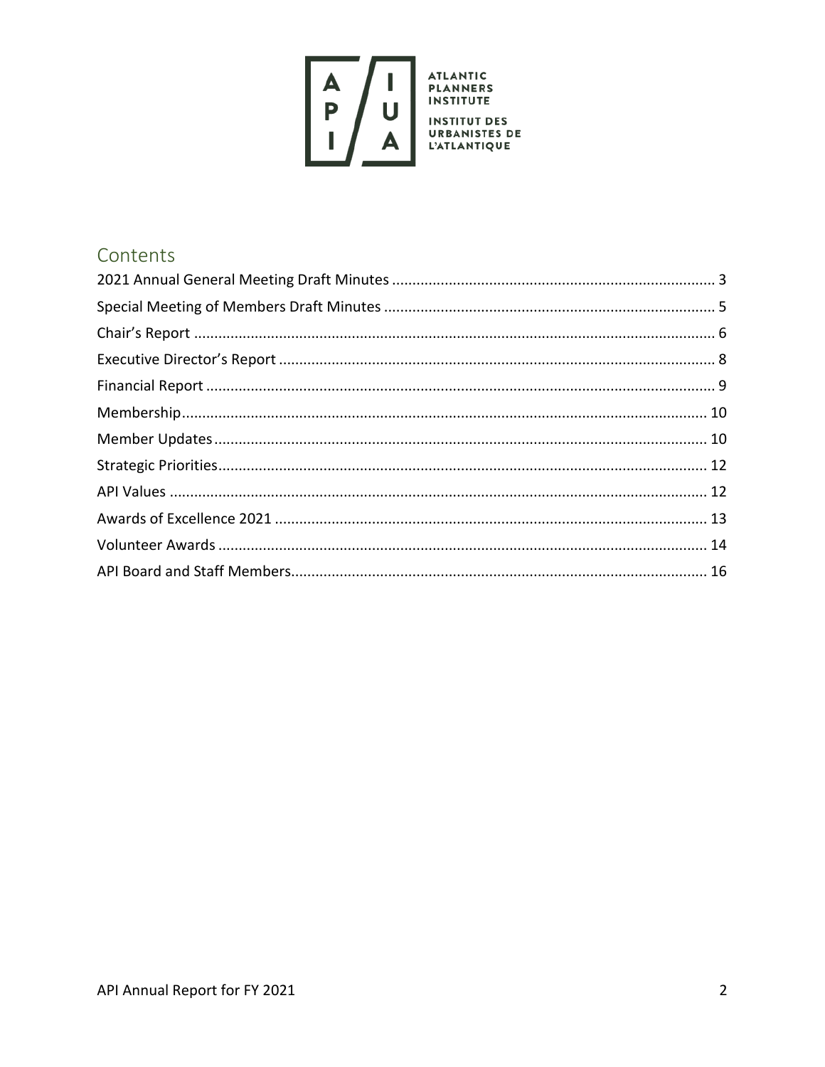ATLANTIC PLANNERS INSTITUTE

INSTITUT DES URBANISTES DE L'ATLANTIQUE

## Contents

2021 Annual General Meeting Draft Minutes ........ 3
Special Meeting of Members Draft Minutes ........ 5
Chair's Report ........ 6
Executive Director's Report ........ 8
Financial Report ........ 9
Membership ........ 10
Member Updates ........ 10
Strategic Priorities ........ 12
API Values ........ 12
Awards of Excellence 2021 ........ 13
Volunteer Awards ........ 14
API Board and Staff Members ........ 16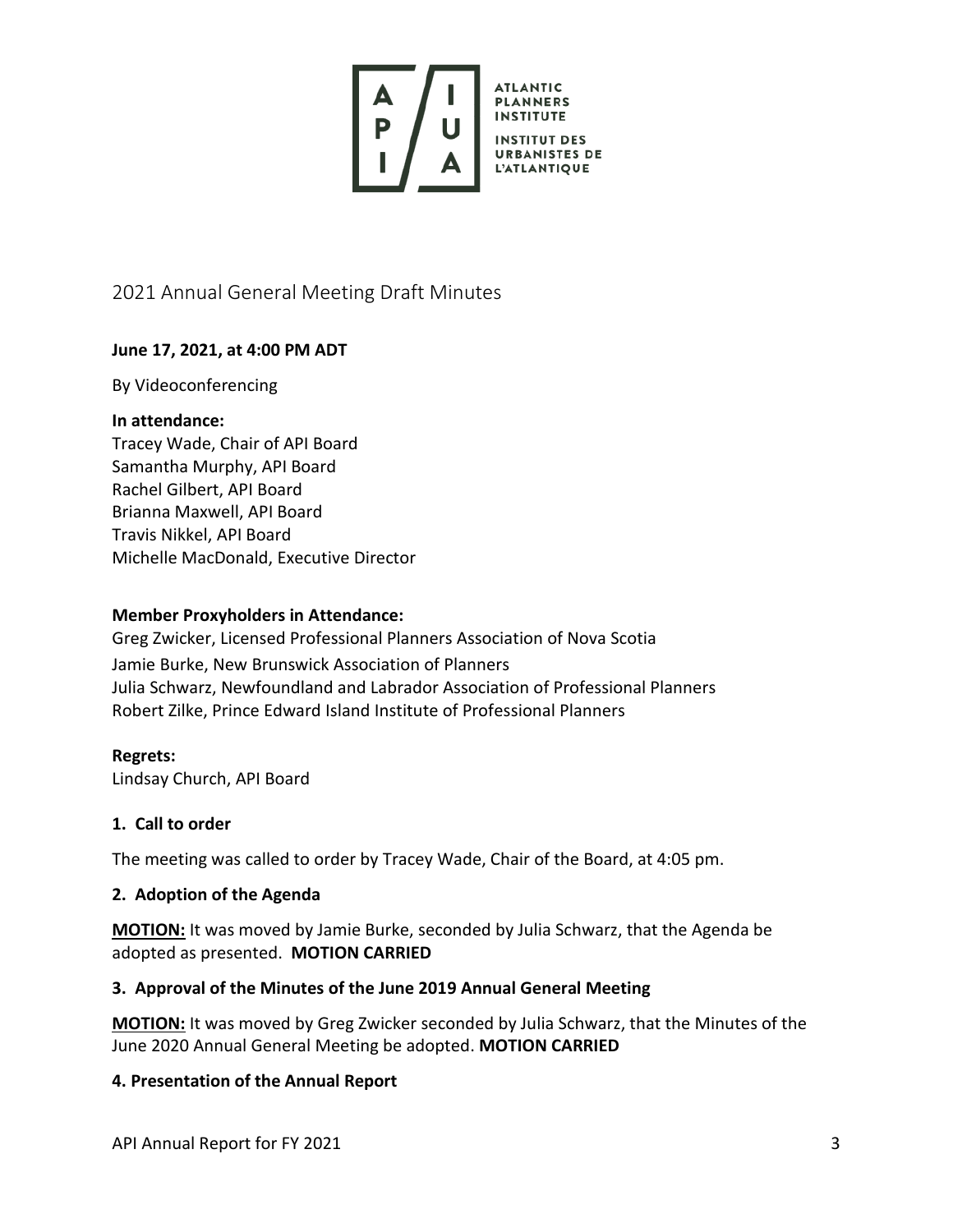ATLANTIC PLANNERS INSTITUTE

INSTITUT DES URBANISTES DE L'ATLANTIQUE

## 2021 Annual General Meeting Draft Minutes

**June 17, 2021, at 4:00 PM ADT**

By Videoconferencing

**In attendance:**
Tracey Wade, Chair of API Board
Samantha Murphy, API Board
Rachel Gilbert, API Board
Brianna Maxwell, API Board
Travis Nikkel, API Board
Michelle MacDonald, Executive Director

**Member Proxyholders in Attendance:**
Greg Zwicker, Licensed Professional Planners Association of Nova Scotia
Jamie Burke, New Brunswick Association of Planners
Julia Schwarz, Newfoundland and Labrador Association of Professional Planners
Robert Zilke, Prince Edward Island Institute of Professional Planners

**Regrets:**
Lindsay Church, API Board

### 1. Call to order

The meeting was called to order by Tracey Wade, Chair of the Board, at 4:05 pm.

### 2. Adoption of the Agenda

**MOTION:** It was moved by Jamie Burke, seconded by Julia Schwarz, that the Agenda be adopted as presented. **MOTION CARRIED**

### 3. Approval of the Minutes of the June 2019 Annual General Meeting

**MOTION:** It was moved by Greg Zwicker seconded by Julia Schwarz, that the Minutes of the June 2020 Annual General Meeting be adopted. **MOTION CARRIED**

### 4. Presentation of the Annual Report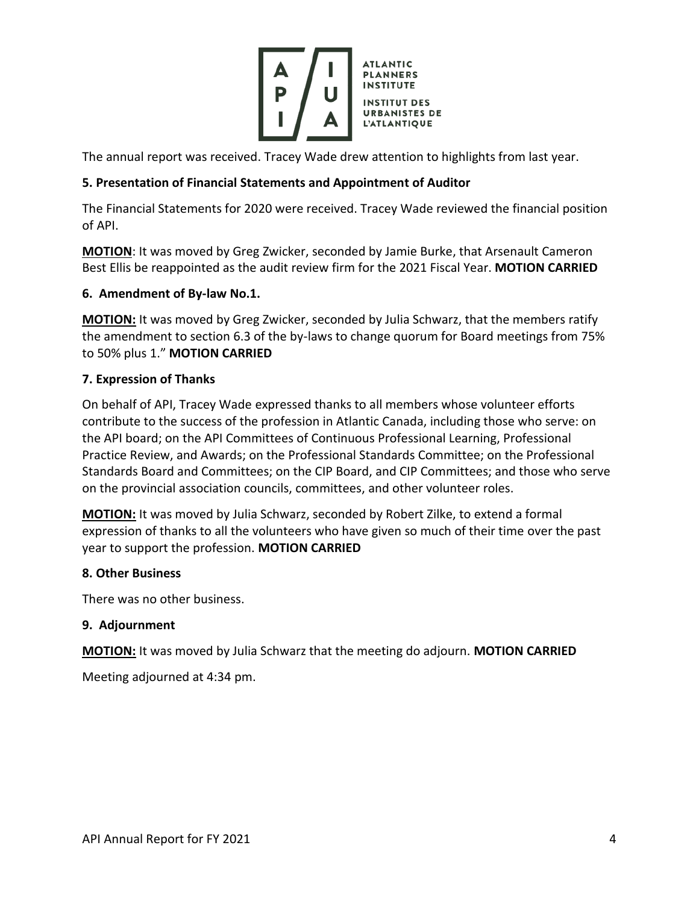The annual report was received. Tracey Wade drew attention to highlights from last year.

**5. Presentation of Financial Statements and Appointment of Auditor**

The Financial Statements for 2020 were received. Tracey Wade reviewed the financial position of API.

**MOTION**: It was moved by Greg Zwicker, seconded by Jamie Burke, that Arsenault Cameron Best Ellis be reappointed as the audit review firm for the 2021 Fiscal Year. **MOTION CARRIED**

**6. Amendment of By-law No.1.**

**MOTION:** It was moved by Greg Zwicker, seconded by Julia Schwarz, that the members ratify the amendment to section 6.3 of the by-laws to change quorum for Board meetings from 75% to 50% plus 1." **MOTION CARRIED**

**7. Expression of Thanks**

On behalf of API, Tracey Wade expressed thanks to all members whose volunteer efforts contribute to the success of the profession in Atlantic Canada, including those who serve: on the API board; on the API Committees of Continuous Professional Learning, Professional Practice Review, and Awards; on the Professional Standards Committee; on the Professional Standards Board and Committees; on the CIP Board, and CIP Committees; and those who serve on the provincial association councils, committees, and other volunteer roles.

**MOTION:** It was moved by Julia Schwarz, seconded by Robert Zilke, to extend a formal expression of thanks to all the volunteers who have given so much of their time over the past year to support the profession. **MOTION CARRIED**

**8. Other Business**

There was no other business.

**9. Adjournment**

**MOTION:** It was moved by Julia Schwarz that the meeting do adjourn. **MOTION CARRIED**

Meeting adjourned at 4:34 pm.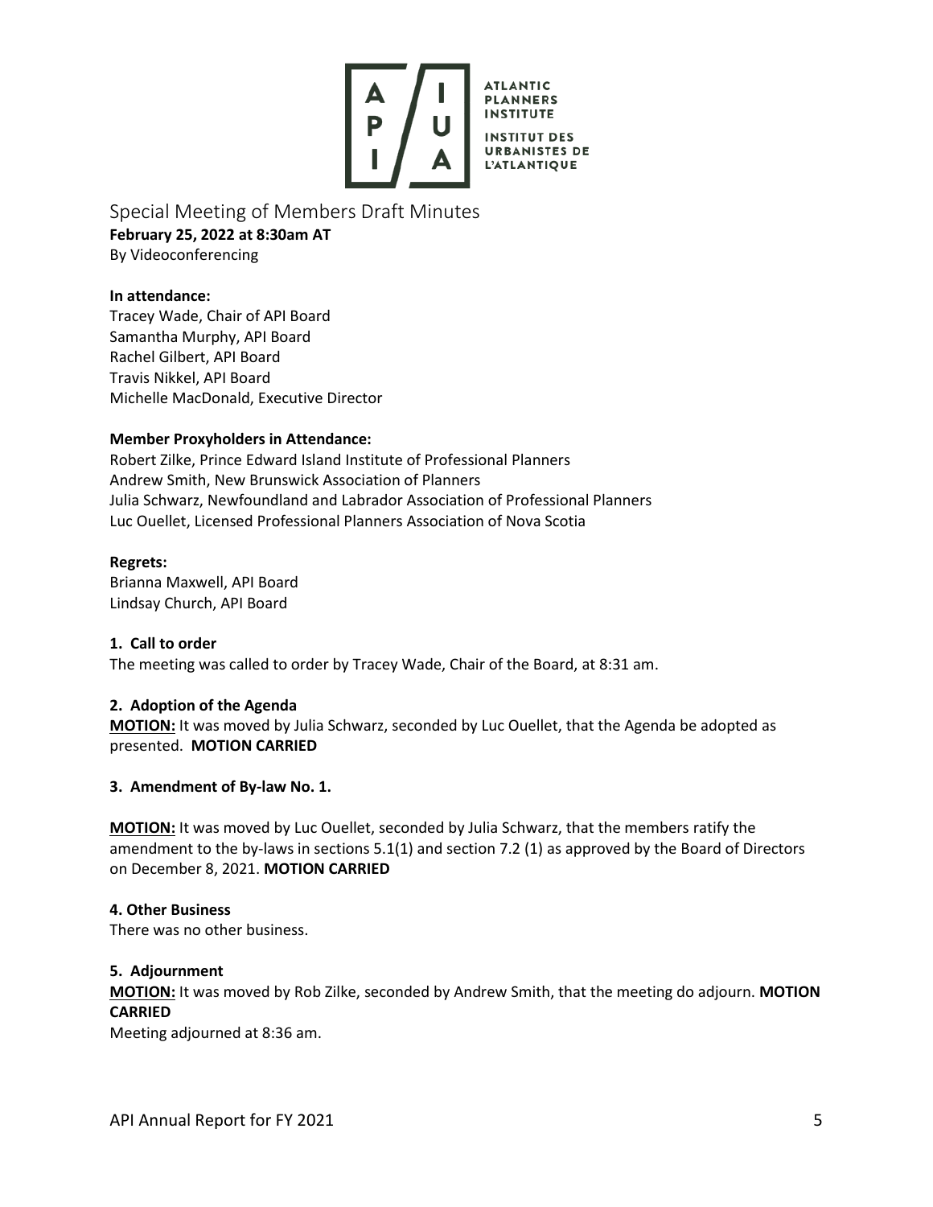ATLANTIC PLANNERS INSTITUTE

INSTITUT DES URBANISTES DE L'ATLANTIQUE

# Special Meeting of Members Draft Minutes

**February 25, 2022 at 8:30am AT**

By Videoconferencing

**In attendance:**

Tracey Wade, Chair of API Board
Samantha Murphy, API Board
Rachel Gilbert, API Board
Travis Nikkel, API Board
Michelle MacDonald, Executive Director

**Member Proxyholders in Attendance:**

Robert Zilke, Prince Edward Island Institute of Professional Planners
Andrew Smith, New Brunswick Association of Planners
Julia Schwarz, Newfoundland and Labrador Association of Professional Planners
Luc Ouellet, Licensed Professional Planners Association of Nova Scotia

**Regrets:**

Brianna Maxwell, API Board
Lindsay Church, API Board

**1. Call to order**

The meeting was called to order by Tracey Wade, Chair of the Board, at 8:31 am.

**2. Adoption of the Agenda**

**MOTION:** It was moved by Julia Schwarz, seconded by Luc Ouellet, that the Agenda be adopted as presented. **MOTION CARRIED**

**3. Amendment of By-law No. 1.**

**MOTION:** It was moved by Luc Ouellet, seconded by Julia Schwarz, that the members ratify the amendment to the by-laws in sections 5.1(1) and section 7.2 (1) as approved by the Board of Directors on December 8, 2021. **MOTION CARRIED**

**4. Other Business**

There was no other business.

**5. Adjournment**

**MOTION:** It was moved by Rob Zilke, seconded by Andrew Smith, that the meeting do adjourn. **MOTION CARRIED**

Meeting adjourned at 8:36 am.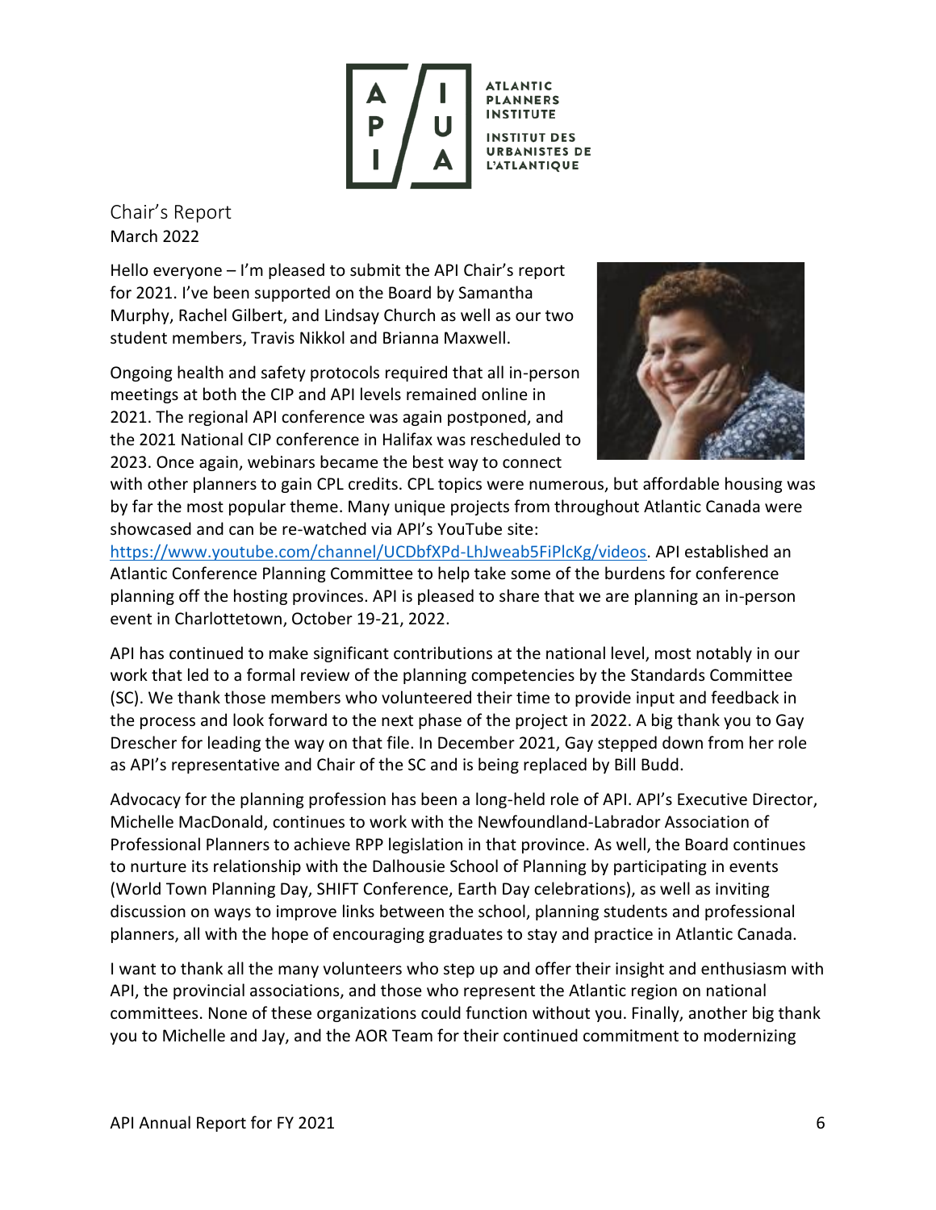ATLANTIC PLANNERS INSTITUTE

INSTITUT DES URBANISTES DE L'ATLANTIQUE

## Chair's Report

March 2022

Hello everyone – I'm pleased to submit the API Chair's report for 2021. I've been supported on the Board by Samantha Murphy, Rachel Gilbert, and Lindsay Church as well as our two student members, Travis Nikkol and Brianna Maxwell.

Ongoing health and safety protocols required that all in-person meetings at both the CIP and API levels remained online in 2021. The regional API conference was again postponed, and the 2021 National CIP conference in Halifax was rescheduled to 2023. Once again, webinars became the best way to connect with other planners to gain CPL credits. CPL topics were numerous, but affordable housing was by far the most popular theme. Many unique projects from throughout Atlantic Canada were showcased and can be re-watched via API's YouTube site: https://www.youtube.com/channel/UCDbfXPd-LhJweab5FiPlcKg/videos. API established an Atlantic Conference Planning Committee to help take some of the burdens for conference planning off the hosting provinces. API is pleased to share that we are planning an in-person event in Charlottetown, October 19-21, 2022.

API has continued to make significant contributions at the national level, most notably in our work that led to a formal review of the planning competencies by the Standards Committee (SC). We thank those members who volunteered their time to provide input and feedback in the process and look forward to the next phase of the project in 2022. A big thank you to Gay Drescher for leading the way on that file. In December 2021, Gay stepped down from her role as API's representative and Chair of the SC and is being replaced by Bill Budd.

Advocacy for the planning profession has been a long-held role of API. API's Executive Director, Michelle MacDonald, continues to work with the Newfoundland-Labrador Association of Professional Planners to achieve RPP legislation in that province. As well, the Board continues to nurture its relationship with the Dalhousie School of Planning by participating in events (World Town Planning Day, SHIFT Conference, Earth Day celebrations), as well as inviting discussion on ways to improve links between the school, planning students and professional planners, all with the hope of encouraging graduates to stay and practice in Atlantic Canada.

I want to thank all the many volunteers who step up and offer their insight and enthusiasm with API, the provincial associations, and those who represent the Atlantic region on national committees. None of these organizations could function without you. Finally, another big thank you to Michelle and Jay, and the AOR Team for their continued commitment to modernizing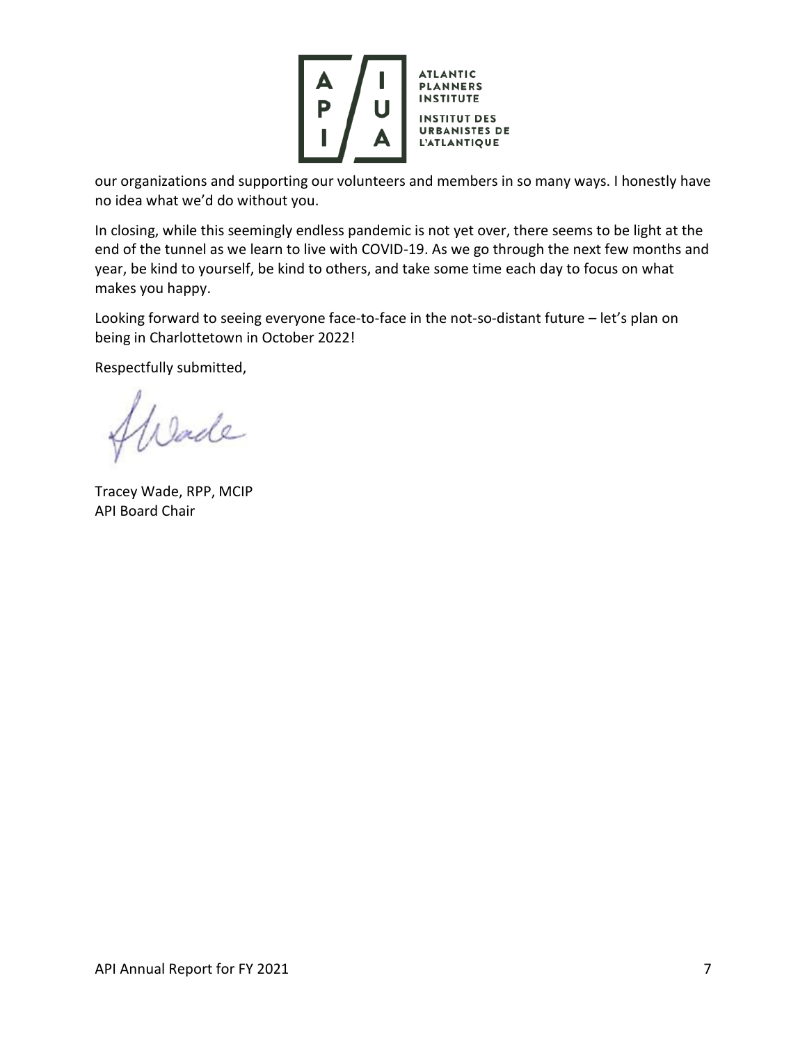our organizations and supporting our volunteers and members in so many ways. I honestly have no idea what we'd do without you.

In closing, while this seemingly endless pandemic is not yet over, there seems to be light at the end of the tunnel as we learn to live with COVID-19. As we go through the next few months and year, be kind to yourself, be kind to others, and take some time each day to focus on what makes you happy.

Looking forward to seeing everyone face-to-face in the not-so-distant future – let's plan on being in Charlottetown in October 2022!

Respectfully submitted,

Tracey Wade, RPP, MCIP
API Board Chair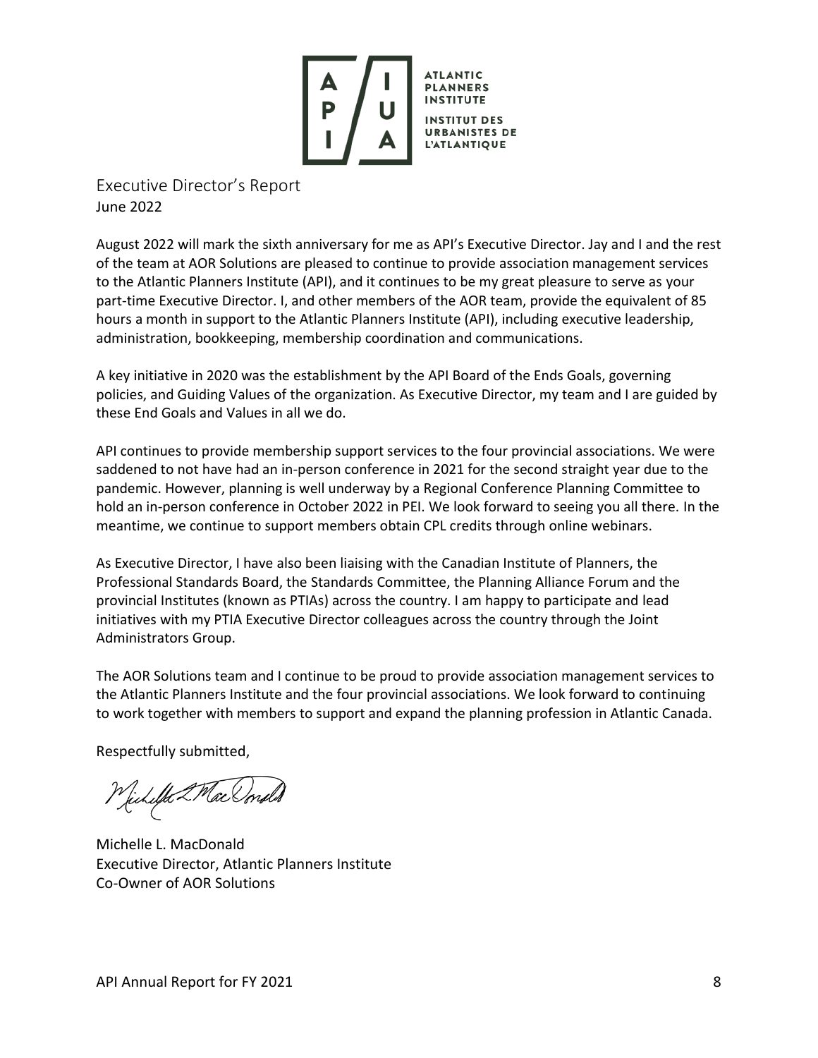ATLANTIC PLANNERS INSTITUTE

INSTITUT DES URBANISTES DE L'ATLANTIQUE

# Executive Director's Report

June 2022

August 2022 will mark the sixth anniversary for me as API's Executive Director. Jay and I and the rest of the team at AOR Solutions are pleased to continue to provide association management services to the Atlantic Planners Institute (API), and it continues to be my great pleasure to serve as your part-time Executive Director. I, and other members of the AOR team, provide the equivalent of 85 hours a month in support to the Atlantic Planners Institute (API), including executive leadership, administration, bookkeeping, membership coordination and communications.

A key initiative in 2020 was the establishment by the API Board of the Ends Goals, governing policies, and Guiding Values of the organization. As Executive Director, my team and I are guided by these End Goals and Values in all we do.

API continues to provide membership support services to the four provincial associations. We were saddened to not have had an in-person conference in 2021 for the second straight year due to the pandemic. However, planning is well underway by a Regional Conference Planning Committee to hold an in-person conference in October 2022 in PEI. We look forward to seeing you all there. In the meantime, we continue to support members obtain CPL credits through online webinars.

As Executive Director, I have also been liaising with the Canadian Institute of Planners, the Professional Standards Board, the Standards Committee, the Planning Alliance Forum and the provincial Institutes (known as PTIAs) across the country. I am happy to participate and lead initiatives with my PTIA Executive Director colleagues across the country through the Joint Administrators Group.

The AOR Solutions team and I continue to be proud to provide association management services to the Atlantic Planners Institute and the four provincial associations. We look forward to continuing to work together with members to support and expand the planning profession in Atlantic Canada.

Respectfully submitted,

Michelle L. MacDonald
Executive Director, Atlantic Planners Institute
Co-Owner of AOR Solutions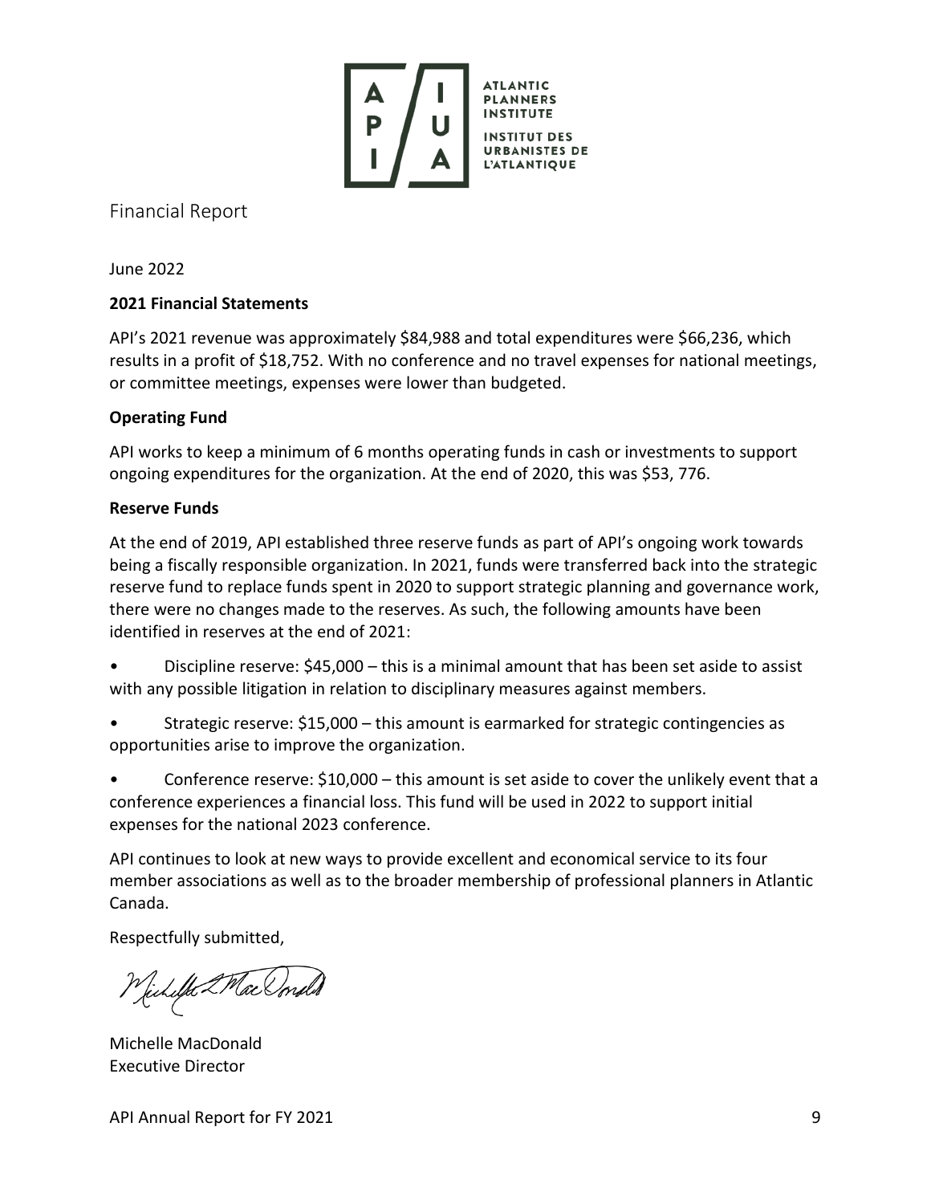ATLANTIC PLANNERS INSTITUTE

INSTITUT DES URBANISTES DE L'ATLANTIQUE

# Financial Report

June 2022

**2021 Financial Statements**

API's 2021 revenue was approximately $84,988 and total expenditures were $66,236, which results in a profit of $18,752. With no conference and no travel expenses for national meetings, or committee meetings, expenses were lower than budgeted.

**Operating Fund**

API works to keep a minimum of 6 months operating funds in cash or investments to support ongoing expenditures for the organization. At the end of 2020, this was $53, 776.

**Reserve Funds**

At the end of 2019, API established three reserve funds as part of API's ongoing work towards being a fiscally responsible organization. In 2021, funds were transferred back into the strategic reserve fund to replace funds spent in 2020 to support strategic planning and governance work, there were no changes made to the reserves. As such, the following amounts have been identified in reserves at the end of 2021:

- Discipline reserve: $45,000 – this is a minimal amount that has been set aside to assist with any possible litigation in relation to disciplinary measures against members.
- Strategic reserve: $15,000 – this amount is earmarked for strategic contingencies as opportunities arise to improve the organization.
- Conference reserve: $10,000 – this amount is set aside to cover the unlikely event that a conference experiences a financial loss. This fund will be used in 2022 to support initial expenses for the national 2023 conference.

API continues to look at new ways to provide excellent and economical service to its four member associations as well as to the broader membership of professional planners in Atlantic Canada.

Respectfully submitted,

Michelle MacDonald
Executive Director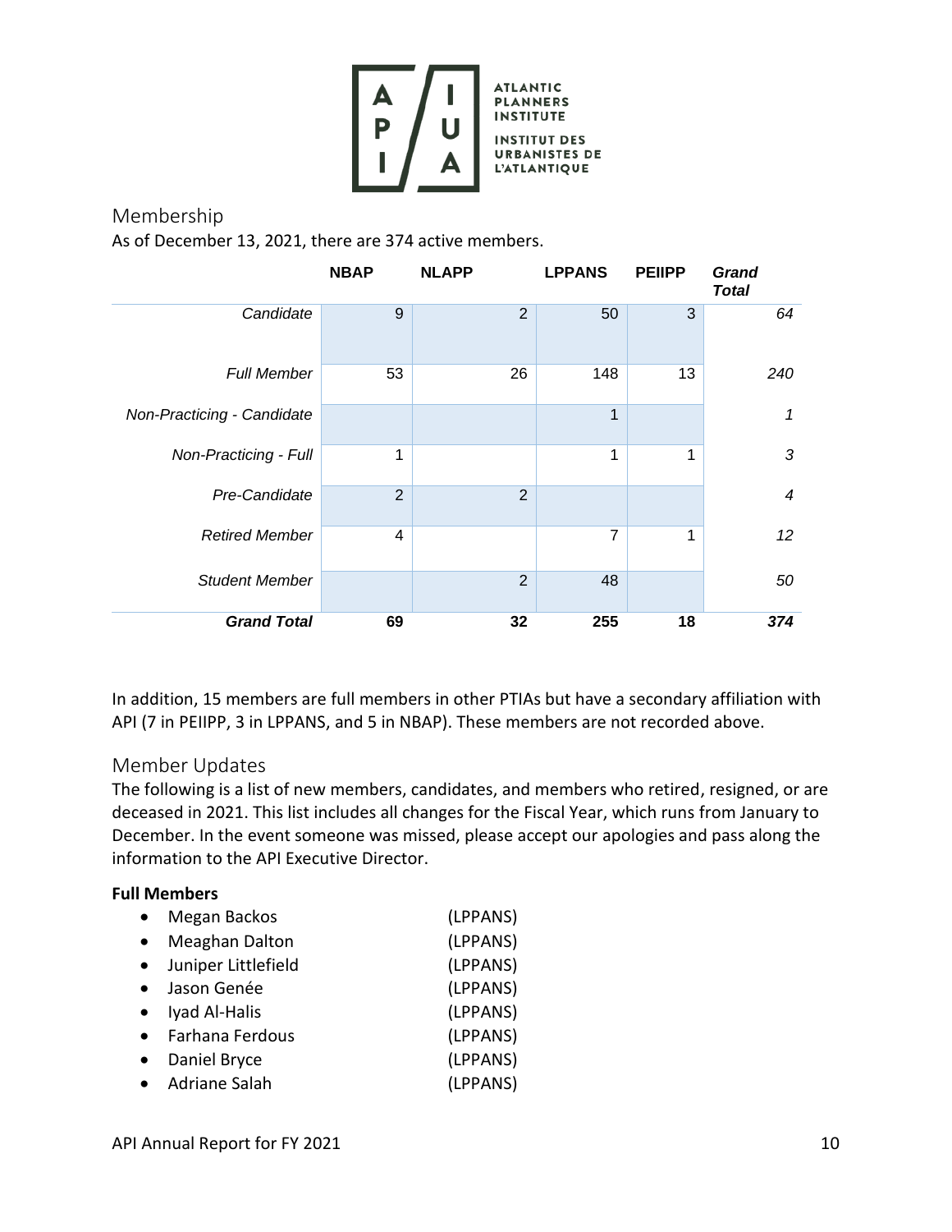ATLANTIC PLANNERS INSTITUTE

INSTITUT DES URBANISTES DE L'ATLANTIQUE

## Membership

As of December 13, 2021, there are 374 active members.

| | NBAP | NLAPP | LPPANS | PEIIPP | *Grand Total* |
|---|---|---|---|---|---|
| *Candidate* | 9 | 2 | 50 | 3 | *64* |
| *Full Member* | 53 | 26 | 148 | 13 | *240* |
| *Non-Practicing - Candidate* | | | 1 | | *1* |
| *Non-Practicing - Full* | 1 | | 1 | 1 | *3* |
| *Pre-Candidate* | 2 | 2 | | | *4* |
| *Retired Member* | 4 | | 7 | 1 | *12* |
| *Student Member* | | 2 | 48 | | *50* |
| ***Grand Total*** | **69** | **32** | **255** | **18** | ***374*** |

In addition, 15 members are full members in other PTIAs but have a secondary affiliation with API (7 in PEIIPP, 3 in LPPANS, and 5 in NBAP). These members are not recorded above.

## Member Updates

The following is a list of new members, candidates, and members who retired, resigned, or are deceased in 2021. This list includes all changes for the Fiscal Year, which runs from January to December. In the event someone was missed, please accept our apologies and pass along the information to the API Executive Director.

**Full Members**

- Megan Backos (LPPANS)
- Meaghan Dalton (LPPANS)
- Juniper Littlefield (LPPANS)
- Jason Genée (LPPANS)
- Iyad Al-Halis (LPPANS)
- Farhana Ferdous (LPPANS)
- Daniel Bryce (LPPANS)
- Adriane Salah (LPPANS)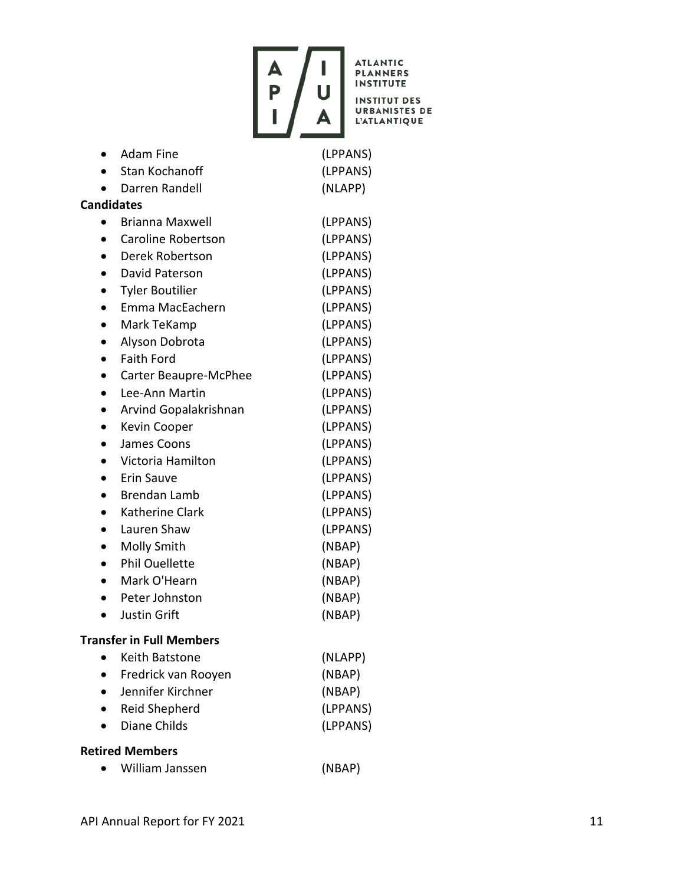- Adam Fine (LPPANS)
- Stan Kochanoff (LPPANS)
- Darren Randell (NLAPP)

**Candidates**

- Brianna Maxwell (LPPANS)
- Caroline Robertson (LPPANS)
- Derek Robertson (LPPANS)
- David Paterson (LPPANS)
- Tyler Boutilier (LPPANS)
- Emma MacEachern (LPPANS)
- Mark TeKamp (LPPANS)
- Alyson Dobrota (LPPANS)
- Faith Ford (LPPANS)
- Carter Beaupre-McPhee (LPPANS)
- Lee-Ann Martin (LPPANS)
- Arvind Gopalakrishnan (LPPANS)
- Kevin Cooper (LPPANS)
- James Coons (LPPANS)
- Victoria Hamilton (LPPANS)
- Erin Sauve (LPPANS)
- Brendan Lamb (LPPANS)
- Katherine Clark (LPPANS)
- Lauren Shaw (LPPANS)
- Molly Smith (NBAP)
- Phil Ouellette (NBAP)
- Mark O'Hearn (NBAP)
- Peter Johnston (NBAP)
- Justin Grift (NBAP)

**Transfer in Full Members**

- Keith Batstone (NLAPP)
- Fredrick van Rooyen (NBAP)
- Jennifer Kirchner (NBAP)
- Reid Shepherd (LPPANS)
- Diane Childs (LPPANS)

**Retired Members**

- William Janssen (NBAP)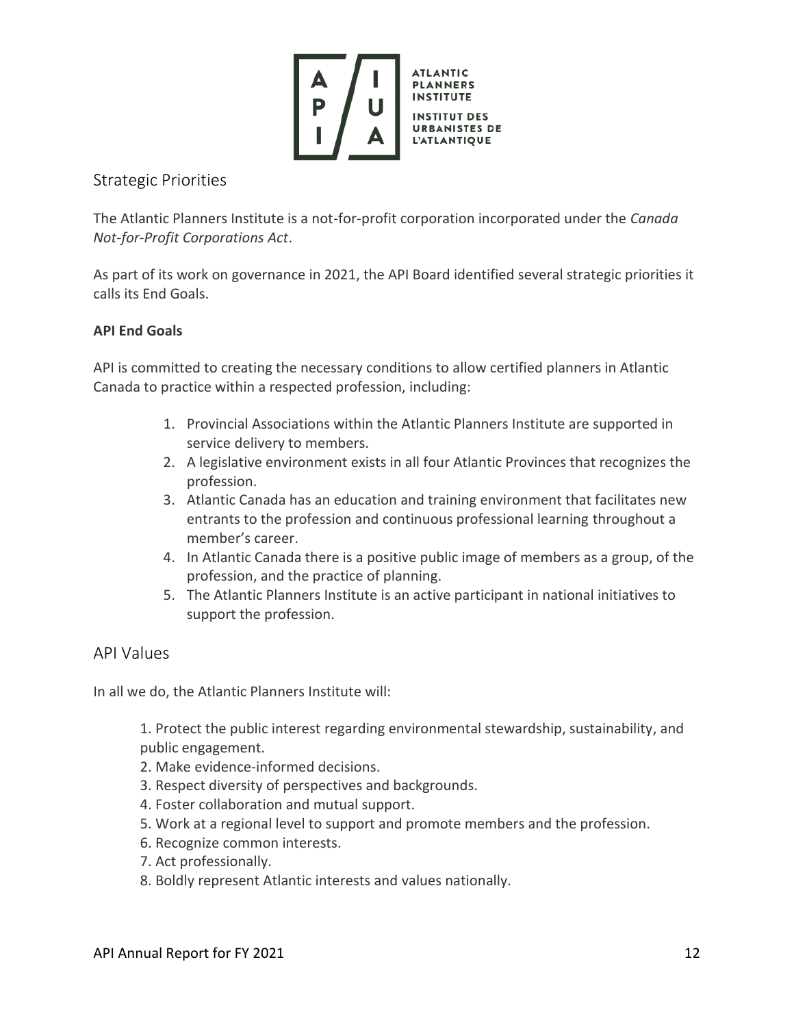## Strategic Priorities

The Atlantic Planners Institute is a not-for-profit corporation incorporated under the *Canada Not-for-Profit Corporations Act*.

As part of its work on governance in 2021, the API Board identified several strategic priorities it calls its End Goals.

**API End Goals**

API is committed to creating the necessary conditions to allow certified planners in Atlantic Canada to practice within a respected profession, including:

1. Provincial Associations within the Atlantic Planners Institute are supported in service delivery to members.
2. A legislative environment exists in all four Atlantic Provinces that recognizes the profession.
3. Atlantic Canada has an education and training environment that facilitates new entrants to the profession and continuous professional learning throughout a member's career.
4. In Atlantic Canada there is a positive public image of members as a group, of the profession, and the practice of planning.
5. The Atlantic Planners Institute is an active participant in national initiatives to support the profession.

## API Values

In all we do, the Atlantic Planners Institute will:

1. Protect the public interest regarding environmental stewardship, sustainability, and public engagement.
2. Make evidence-informed decisions.
3. Respect diversity of perspectives and backgrounds.
4. Foster collaboration and mutual support.
5. Work at a regional level to support and promote members and the profession.
6. Recognize common interests.
7. Act professionally.
8. Boldly represent Atlantic interests and values nationally.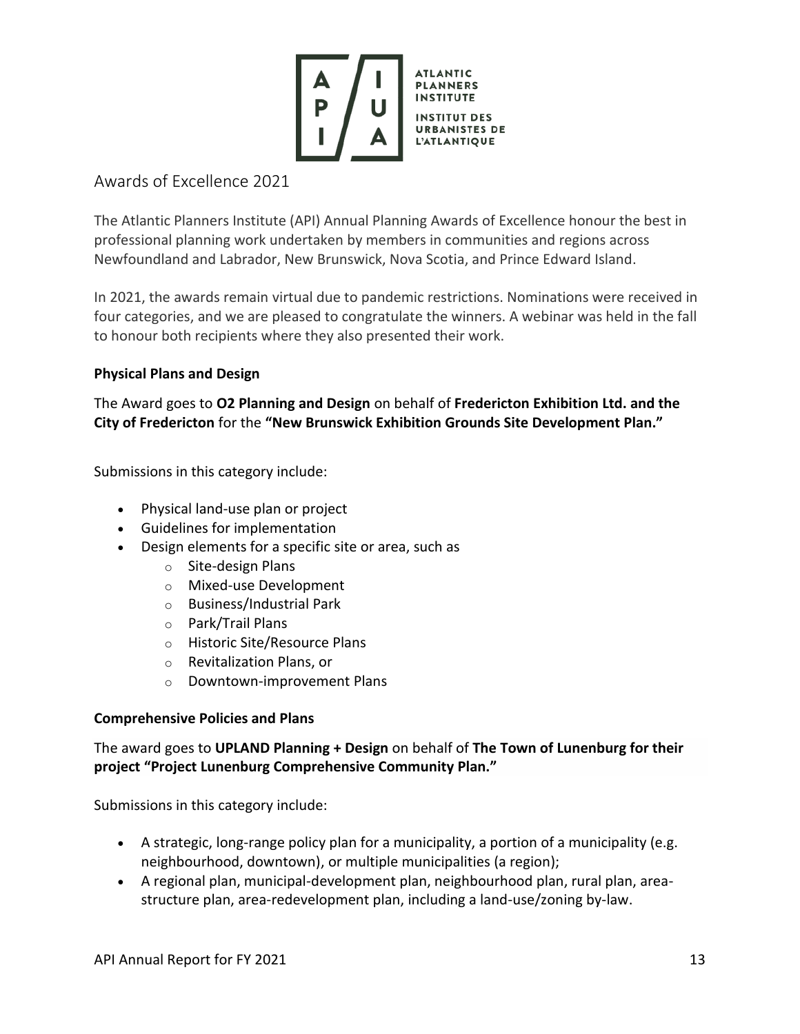ATLANTIC PLANNERS INSTITUTE
INSTITUT DES URBANISTES DE L'ATLANTIQUE

## Awards of Excellence 2021

The Atlantic Planners Institute (API) Annual Planning Awards of Excellence honour the best in professional planning work undertaken by members in communities and regions across Newfoundland and Labrador, New Brunswick, Nova Scotia, and Prince Edward Island.

In 2021, the awards remain virtual due to pandemic restrictions. Nominations were received in four categories, and we are pleased to congratulate the winners. A webinar was held in the fall to honour both recipients where they also presented their work.

### Physical Plans and Design

The Award goes to **O2 Planning and Design** on behalf of **Fredericton Exhibition Ltd. and the City of Fredericton** for the **"New Brunswick Exhibition Grounds Site Development Plan."**

Submissions in this category include:

- Physical land-use plan or project
- Guidelines for implementation
- Design elements for a specific site or area, such as
  - Site-design Plans
  - Mixed-use Development
  - Business/Industrial Park
  - Park/Trail Plans
  - Historic Site/Resource Plans
  - Revitalization Plans, or
  - Downtown-improvement Plans

### Comprehensive Policies and Plans

The award goes to **UPLAND Planning + Design** on behalf of **The Town of Lunenburg for their project "Project Lunenburg Comprehensive Community Plan."**

Submissions in this category include:

- A strategic, long-range policy plan for a municipality, a portion of a municipality (e.g. neighbourhood, downtown), or multiple municipalities (a region);
- A regional plan, municipal-development plan, neighbourhood plan, rural plan, area-structure plan, area-redevelopment plan, including a land-use/zoning by-law.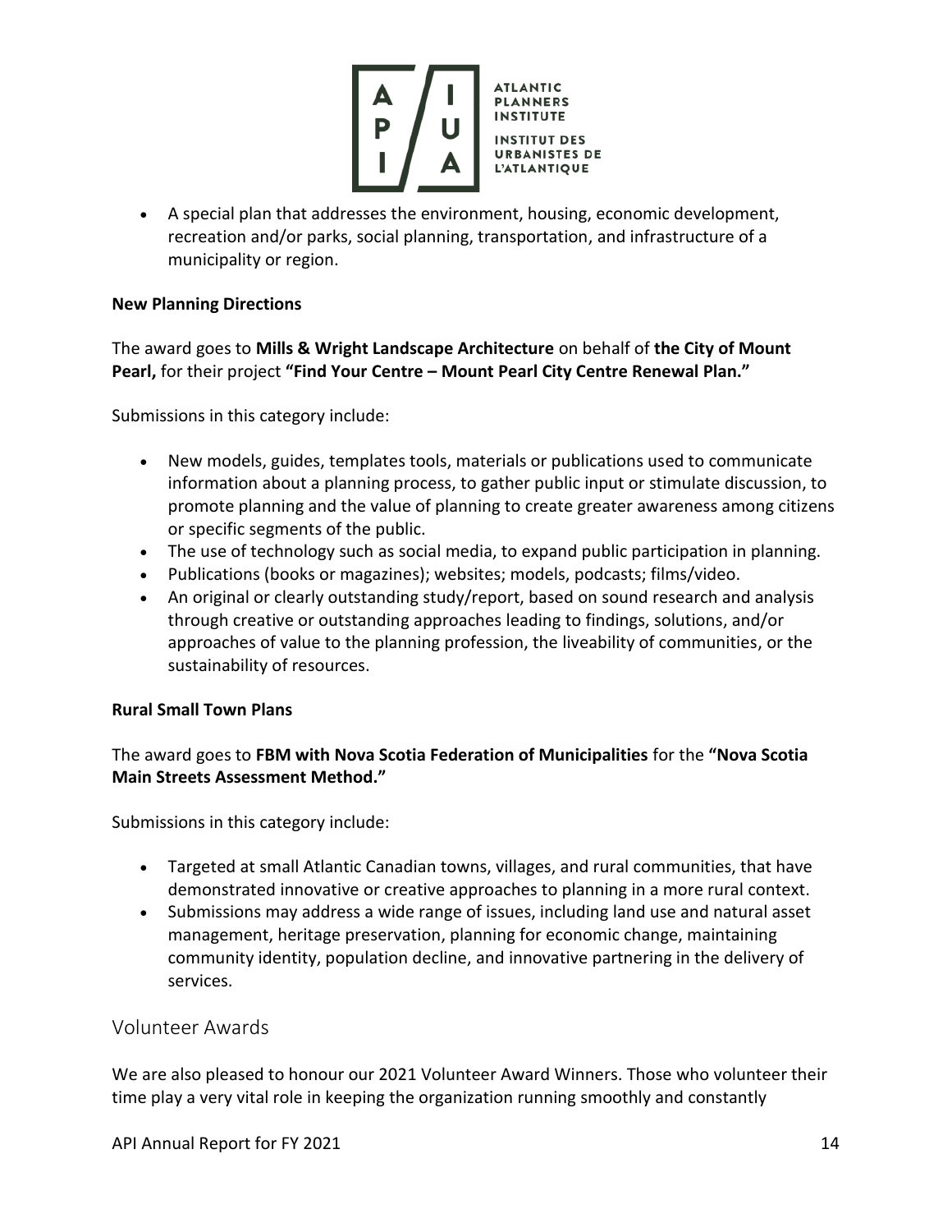- A special plan that addresses the environment, housing, economic development, recreation and/or parks, social planning, transportation, and infrastructure of a municipality or region.

**New Planning Directions**

The award goes to **Mills & Wright Landscape Architecture** on behalf of **the City of Mount Pearl,** for their project **"Find Your Centre – Mount Pearl City Centre Renewal Plan."**

Submissions in this category include:

- New models, guides, templates tools, materials or publications used to communicate information about a planning process, to gather public input or stimulate discussion, to promote planning and the value of planning to create greater awareness among citizens or specific segments of the public.
- The use of technology such as social media, to expand public participation in planning.
- Publications (books or magazines); websites; models, podcasts; films/video.
- An original or clearly outstanding study/report, based on sound research and analysis through creative or outstanding approaches leading to findings, solutions, and/or approaches of value to the planning profession, the liveability of communities, or the sustainability of resources.

**Rural Small Town Plans**

The award goes to **FBM with Nova Scotia Federation of Municipalities** for the **"Nova Scotia Main Streets Assessment Method."**

Submissions in this category include:

- Targeted at small Atlantic Canadian towns, villages, and rural communities, that have demonstrated innovative or creative approaches to planning in a more rural context.
- Submissions may address a wide range of issues, including land use and natural asset management, heritage preservation, planning for economic change, maintaining community identity, population decline, and innovative partnering in the delivery of services.

## Volunteer Awards

We are also pleased to honour our 2021 Volunteer Award Winners. Those who volunteer their time play a very vital role in keeping the organization running smoothly and constantly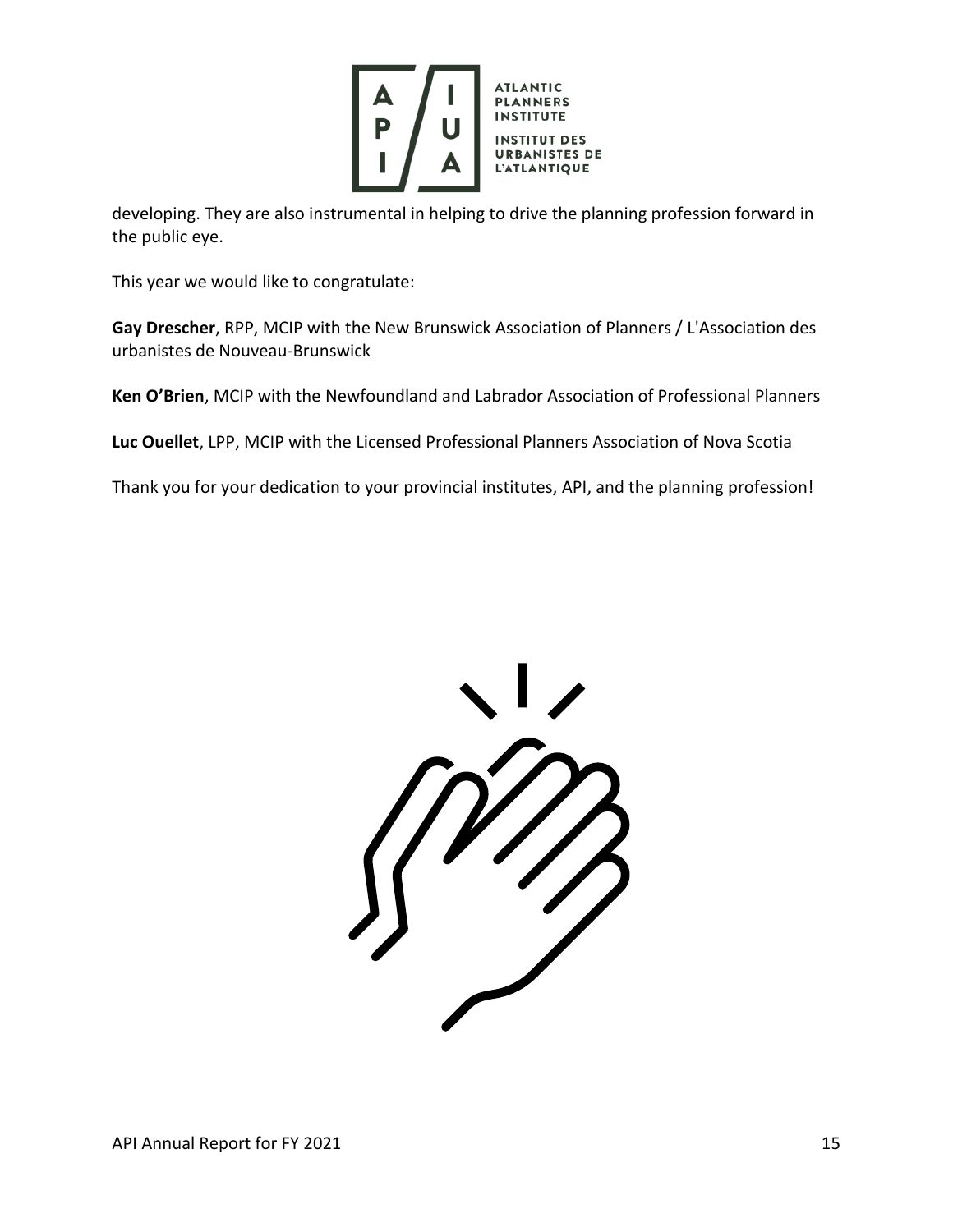developing. They are also instrumental in helping to drive the planning profession forward in the public eye.

This year we would like to congratulate:

**Gay Drescher**, RPP, MCIP with the New Brunswick Association of Planners / L'Association des urbanistes de Nouveau-Brunswick

**Ken O'Brien**, MCIP with the Newfoundland and Labrador Association of Professional Planners

**Luc Ouellet**, LPP, MCIP with the Licensed Professional Planners Association of Nova Scotia

Thank you for your dedication to your provincial institutes, API, and the planning profession!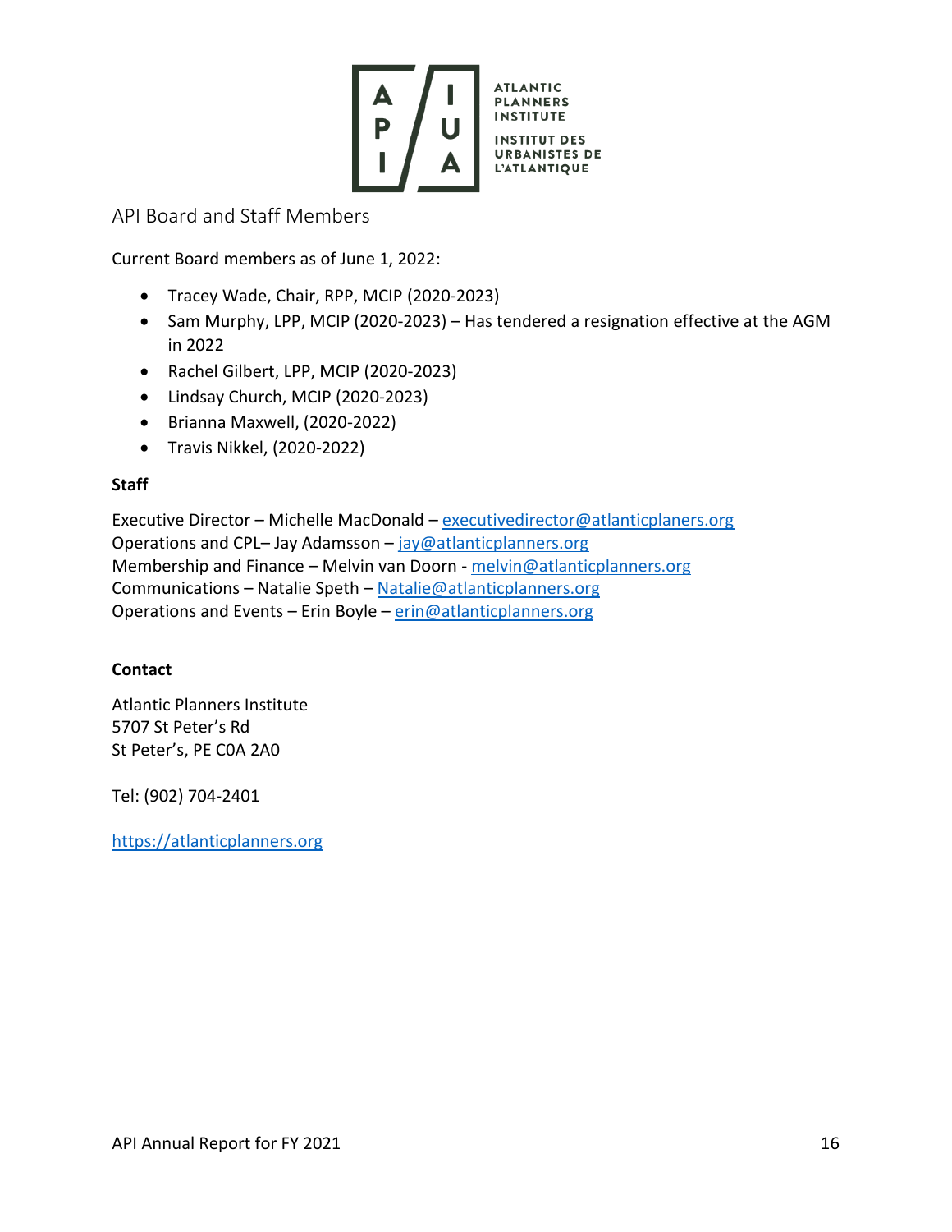ATLANTIC PLANNERS INSTITUTE
INSTITUT DES URBANISTES DE L'ATLANTIQUE

## API Board and Staff Members

Current Board members as of June 1, 2022:

- Tracey Wade, Chair, RPP, MCIP (2020-2023)
- Sam Murphy, LPP, MCIP (2020-2023) – Has tendered a resignation effective at the AGM in 2022
- Rachel Gilbert, LPP, MCIP (2020-2023)
- Lindsay Church, MCIP (2020-2023)
- Brianna Maxwell, (2020-2022)
- Travis Nikkel, (2020-2022)

**Staff**

Executive Director – Michelle MacDonald – executivedirector@atlanticplaners.org
Operations and CPL– Jay Adamsson – jay@atlanticplanners.org
Membership and Finance – Melvin van Doorn - melvin@atlanticplanners.org
Communications – Natalie Speth – Natalie@atlanticplanners.org
Operations and Events – Erin Boyle – erin@atlanticplanners.org

**Contact**

Atlantic Planners Institute
5707 St Peter's Rd
St Peter's, PE C0A 2A0

Tel: (902) 704-2401

https://atlanticplanners.org